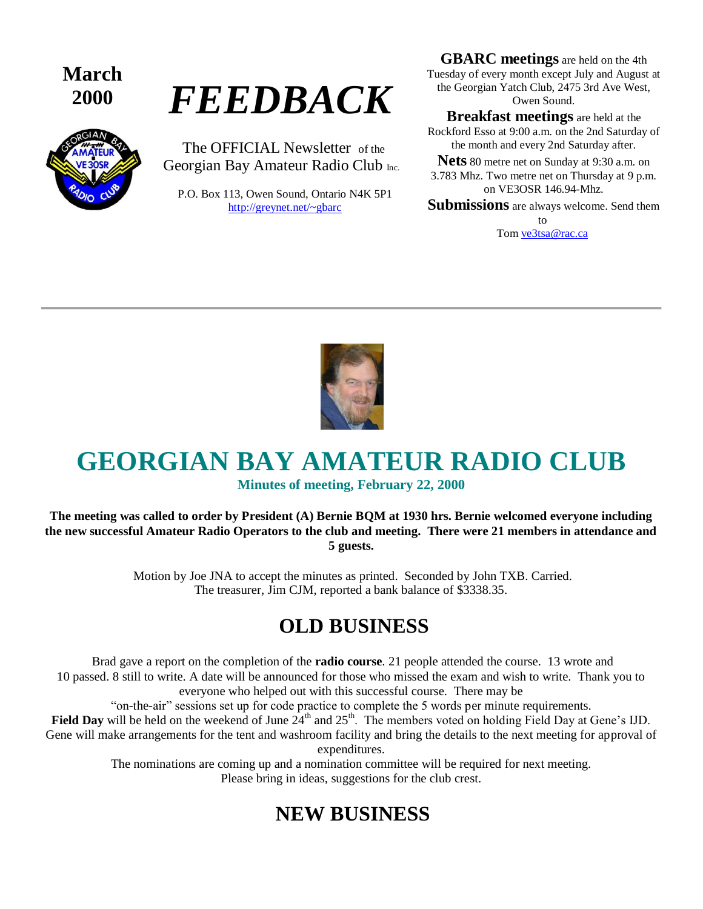**March 2000**

# *FEEDBACK*

The OFFICIAL Newsletter of the Georgian Bay Amateur Radio Club Inc.

P.O. Box 113, Owen Sound, Ontario N4K 5P1
http://greynet.net/~gbarc

**GBARC meetings** are held on the 4th Tuesday of every month except July and August at the Georgian Yatch Club, 2475 3rd Ave West, Owen Sound.

**Breakfast meetings** are held at the Rockford Esso at 9:00 a.m. on the 2nd Saturday of the month and every 2nd Saturday after.

**Nets** 80 metre net on Sunday at 9:30 a.m. on 3.783 Mhz. Two metre net on Thursday at 9 p.m. on VE3OSR 146.94-Mhz.

**Submissions** are always welcome. Send them to Tom ve3tsa@rac.ca

---

# GEORGIAN BAY AMATEUR RADIO CLUB

**Minutes of meeting, February 22, 2000**

**The meeting was called to order by President (A) Bernie BQM at 1930 hrs. Bernie welcomed everyone including the new successful Amateur Radio Operators to the club and meeting. There were 21 members in attendance and 5 guests.**

Motion by Joe JNA to accept the minutes as printed. Seconded by John TXB. Carried.
The treasurer, Jim CJM, reported a bank balance of $3338.35.

## OLD BUSINESS

Brad gave a report on the completion of the **radio course**. 21 people attended the course. 13 wrote and 10 passed. 8 still to write. A date will be announced for those who missed the exam and wish to write. Thank you to everyone who helped out with this successful course. There may be "on-the-air" sessions set up for code practice to complete the 5 words per minute requirements.

**Field Day** will be held on the weekend of June 24th and 25th. The members voted on holding Field Day at Gene's IJD. Gene will make arrangements for the tent and washroom facility and bring the details to the next meeting for approval of expenditures.

The nominations are coming up and a nomination committee will be required for next meeting.
Please bring in ideas, suggestions for the club crest.

## NEW BUSINESS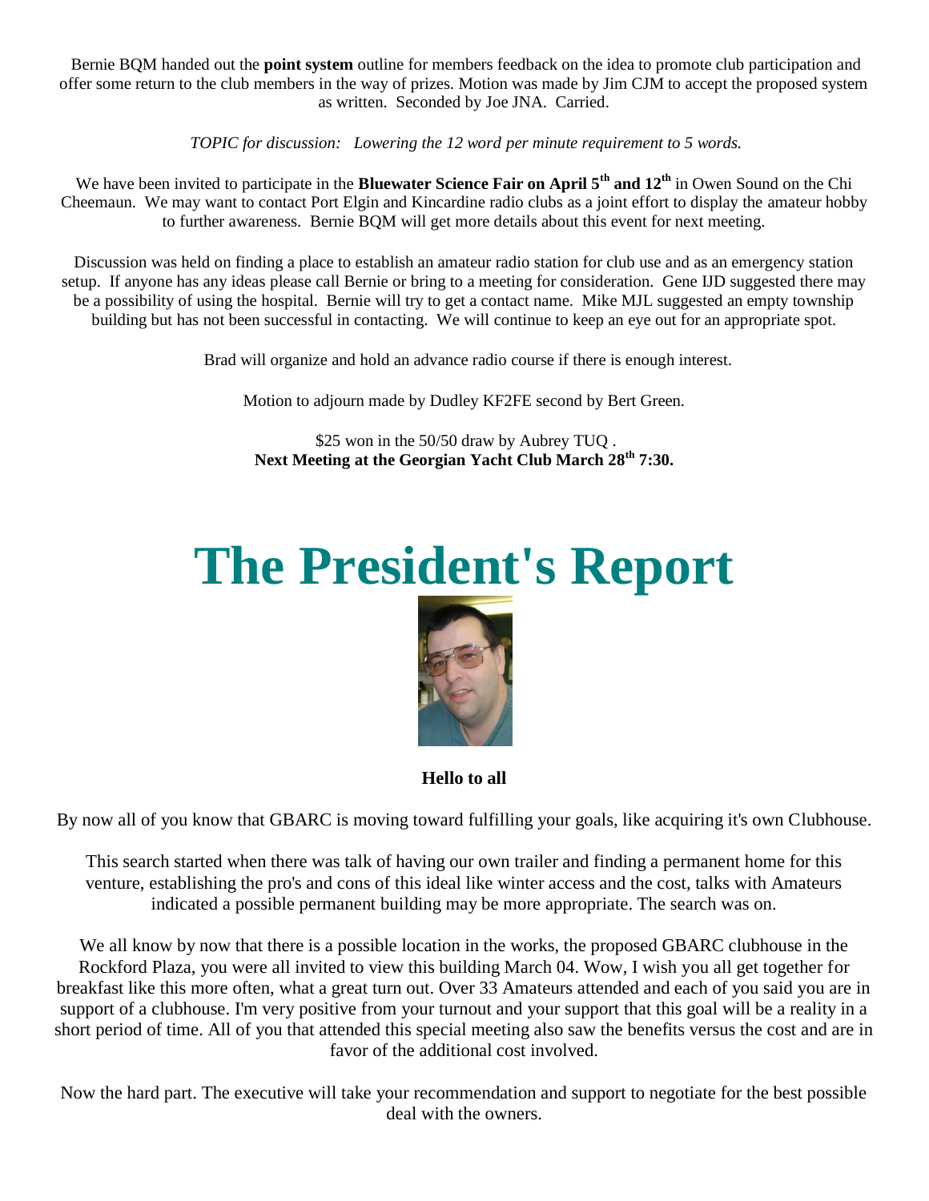Bernie BQM handed out the **point system** outline for members feedback on the idea to promote club participation and offer some return to the club members in the way of prizes. Motion was made by Jim CJM to accept the proposed system as written. Seconded by Joe JNA. Carried.

*TOPIC for discussion: Lowering the 12 word per minute requirement to 5 words.*

We have been invited to participate in the **Bluewater Science Fair on April 5th and 12th** in Owen Sound on the Chi Cheemaun. We may want to contact Port Elgin and Kincardine radio clubs as a joint effort to display the amateur hobby to further awareness. Bernie BQM will get more details about this event for next meeting.

Discussion was held on finding a place to establish an amateur radio station for club use and as an emergency station setup. If anyone has any ideas please call Bernie or bring to a meeting for consideration. Gene IJD suggested there may be a possibility of using the hospital. Bernie will try to get a contact name. Mike MJL suggested an empty township building but has not been successful in contacting. We will continue to keep an eye out for an appropriate spot.

Brad will organize and hold an advance radio course if there is enough interest.

Motion to adjourn made by Dudley KF2FE second by Bert Green.

$25 won in the 50/50 draw by Aubrey TUQ .
**Next Meeting at the Georgian Yacht Club March 28th 7:30.**

# The President's Report

**Hello to all**

By now all of you know that GBARC is moving toward fulfilling your goals, like acquiring it's own Clubhouse.

This search started when there was talk of having our own trailer and finding a permanent home for this venture, establishing the pro's and cons of this ideal like winter access and the cost, talks with Amateurs indicated a possible permanent building may be more appropriate. The search was on.

We all know by now that there is a possible location in the works, the proposed GBARC clubhouse in the Rockford Plaza, you were all invited to view this building March 04. Wow, I wish you all get together for breakfast like this more often, what a great turn out. Over 33 Amateurs attended and each of you said you are in support of a clubhouse. I'm very positive from your turnout and your support that this goal will be a reality in a short period of time. All of you that attended this special meeting also saw the benefits versus the cost and are in favor of the additional cost involved.

Now the hard part. The executive will take your recommendation and support to negotiate for the best possible deal with the owners.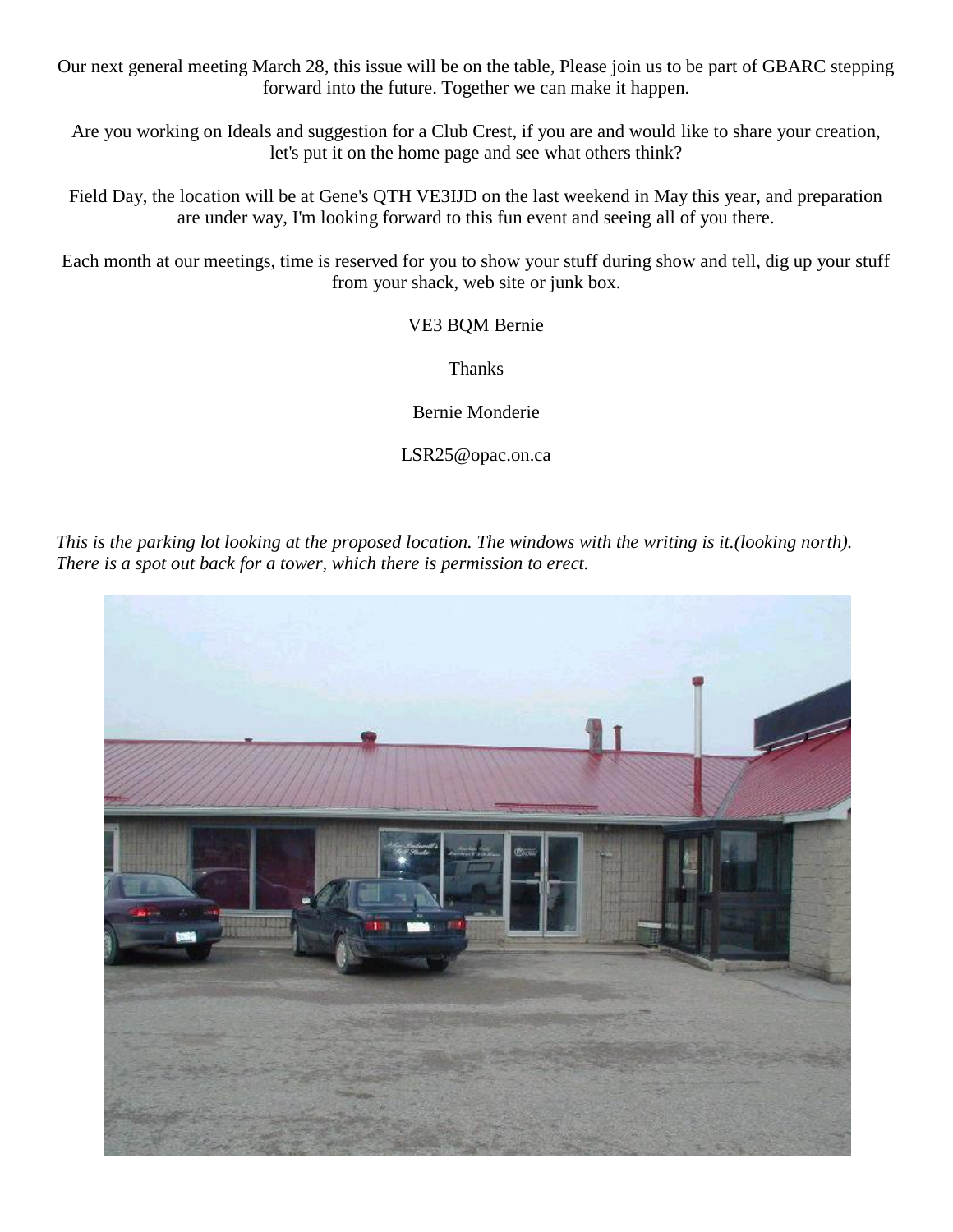Our next general meeting March 28, this issue will be on the table, Please join us to be part of GBARC stepping forward into the future. Together we can make it happen.

Are you working on Ideals and suggestion for a Club Crest, if you are and would like to share your creation, let's put it on the home page and see what others think?

Field Day, the location will be at Gene's QTH VE3IJD on the last weekend in May this year, and preparation are under way, I'm looking forward to this fun event and seeing all of you there.

Each month at our meetings, time is reserved for you to show your stuff during show and tell, dig up your stuff from your shack, web site or junk box.

VE3 BQM Bernie

Thanks

Bernie Monderie

LSR25@opac.on.ca

*This is the parking lot looking at the proposed location. The windows with the writing is it.(looking north). There is a spot out back for a tower, which there is permission to erect.*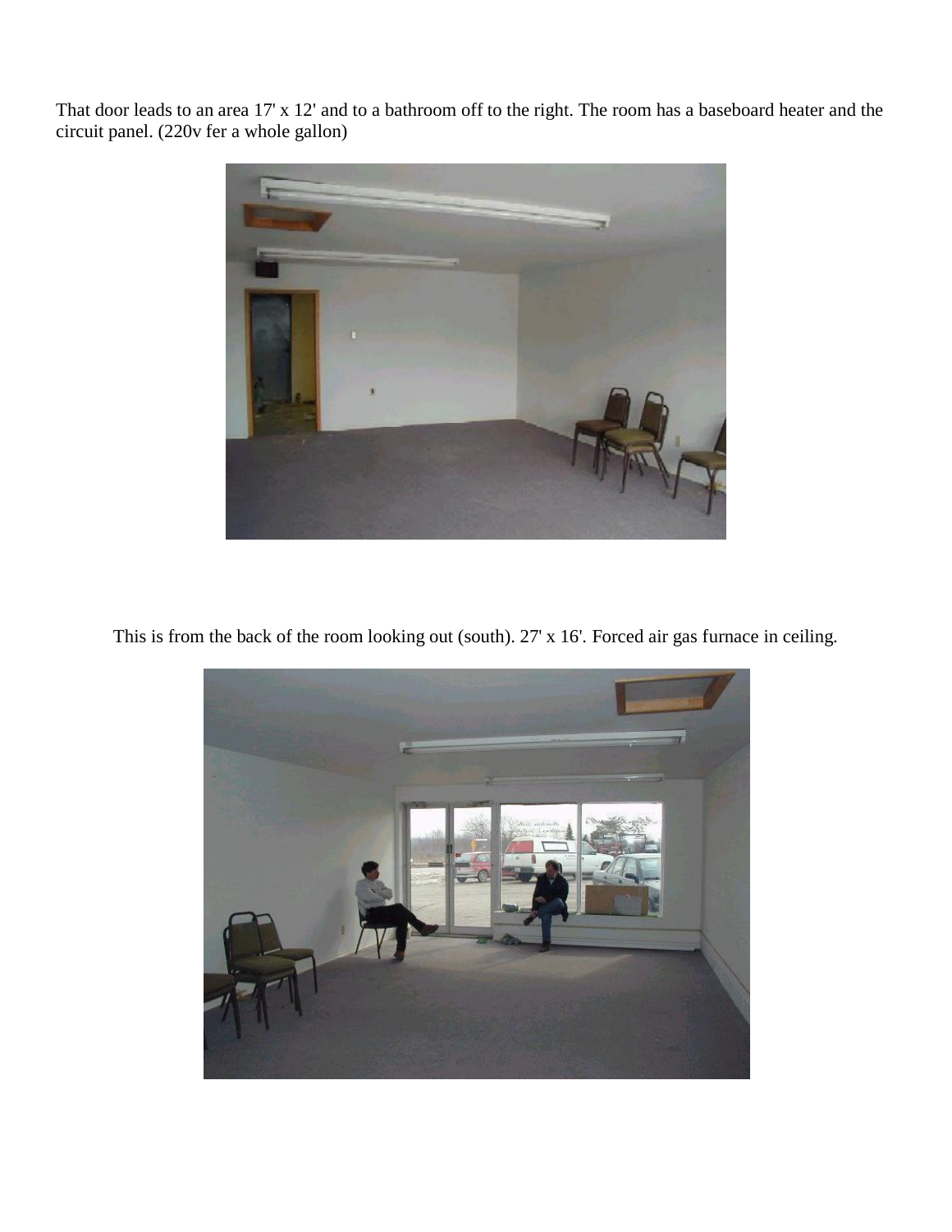That door leads to an area 17' x 12' and to a bathroom off to the right. The room has a baseboard heater and the circuit panel. (220v fer a whole gallon)

This is from the back of the room looking out (south). 27' x 16'. Forced air gas furnace in ceiling.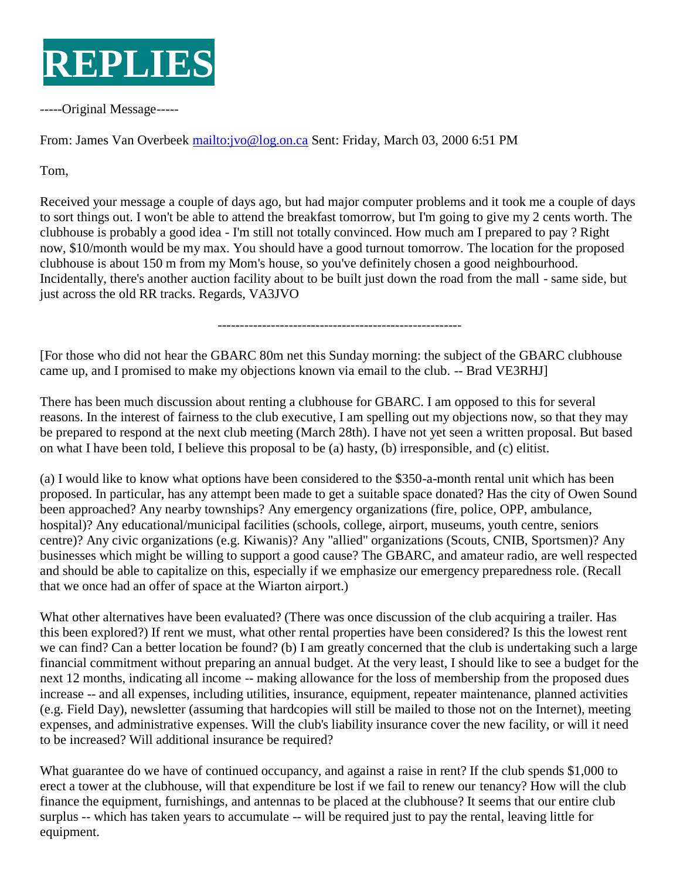# REPLIES

-----Original Message-----

From: James Van Overbeek mailto:jvo@log.on.ca Sent: Friday, March 03, 2000 6:51 PM

Tom,

Received your message a couple of days ago, but had major computer problems and it took me a couple of days to sort things out. I won't be able to attend the breakfast tomorrow, but I'm going to give my 2 cents worth. The clubhouse is probably a good idea - I'm still not totally convinced. How much am I prepared to pay ? Right now, $10/month would be my max. You should have a good turnout tomorrow. The location for the proposed clubhouse is about 150 m from my Mom's house, so you've definitely chosen a good neighbourhood. Incidentally, there's another auction facility about to be built just down the road from the mall - same side, but just across the old RR tracks. Regards, VA3JVO

---

[For those who did not hear the GBARC 80m net this Sunday morning: the subject of the GBARC clubhouse came up, and I promised to make my objections known via email to the club. -- Brad VE3RHJ]

There has been much discussion about renting a clubhouse for GBARC. I am opposed to this for several reasons. In the interest of fairness to the club executive, I am spelling out my objections now, so that they may be prepared to respond at the next club meeting (March 28th). I have not yet seen a written proposal. But based on what I have been told, I believe this proposal to be (a) hasty, (b) irresponsible, and (c) elitist.

(a) I would like to know what options have been considered to the $350-a-month rental unit which has been proposed. In particular, has any attempt been made to get a suitable space donated? Has the city of Owen Sound been approached? Any nearby townships? Any emergency organizations (fire, police, OPP, ambulance, hospital)? Any educational/municipal facilities (schools, college, airport, museums, youth centre, seniors centre)? Any civic organizations (e.g. Kiwanis)? Any "allied" organizations (Scouts, CNIB, Sportsmen)? Any businesses which might be willing to support a good cause? The GBARC, and amateur radio, are well respected and should be able to capitalize on this, especially if we emphasize our emergency preparedness role. (Recall that we once had an offer of space at the Wiarton airport.)

What other alternatives have been evaluated? (There was once discussion of the club acquiring a trailer. Has this been explored?) If rent we must, what other rental properties have been considered? Is this the lowest rent we can find? Can a better location be found? (b) I am greatly concerned that the club is undertaking such a large financial commitment without preparing an annual budget. At the very least, I should like to see a budget for the next 12 months, indicating all income -- making allowance for the loss of membership from the proposed dues increase -- and all expenses, including utilities, insurance, equipment, repeater maintenance, planned activities (e.g. Field Day), newsletter (assuming that hardcopies will still be mailed to those not on the Internet), meeting expenses, and administrative expenses. Will the club's liability insurance cover the new facility, or will it need to be increased? Will additional insurance be required?

What guarantee do we have of continued occupancy, and against a raise in rent? If the club spends $1,000 to erect a tower at the clubhouse, will that expenditure be lost if we fail to renew our tenancy? How will the club finance the equipment, furnishings, and antennas to be placed at the clubhouse? It seems that our entire club surplus -- which has taken years to accumulate -- will be required just to pay the rental, leaving little for equipment.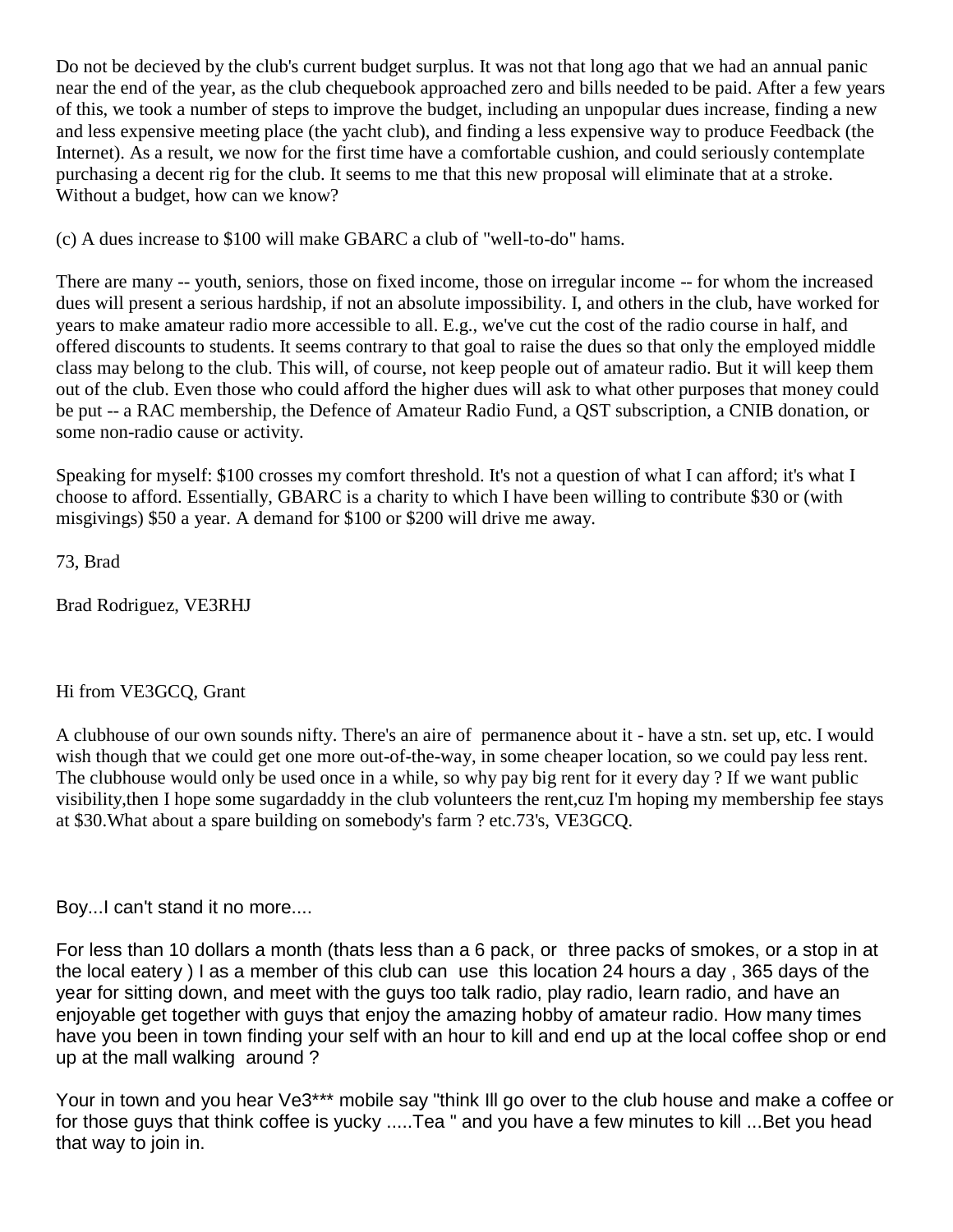Do not be decieved by the club's current budget surplus. It was not that long ago that we had an annual panic near the end of the year, as the club chequebook approached zero and bills needed to be paid. After a few years of this, we took a number of steps to improve the budget, including an unpopular dues increase, finding a new and less expensive meeting place (the yacht club), and finding a less expensive way to produce Feedback (the Internet). As a result, we now for the first time have a comfortable cushion, and could seriously contemplate purchasing a decent rig for the club. It seems to me that this new proposal will eliminate that at a stroke. Without a budget, how can we know?

(c) A dues increase to $100 will make GBARC a club of "well-to-do" hams.

There are many -- youth, seniors, those on fixed income, those on irregular income -- for whom the increased dues will present a serious hardship, if not an absolute impossibility. I, and others in the club, have worked for years to make amateur radio more accessible to all. E.g., we've cut the cost of the radio course in half, and offered discounts to students. It seems contrary to that goal to raise the dues so that only the employed middle class may belong to the club. This will, of course, not keep people out of amateur radio. But it will keep them out of the club. Even those who could afford the higher dues will ask to what other purposes that money could be put -- a RAC membership, the Defence of Amateur Radio Fund, a QST subscription, a CNIB donation, or some non-radio cause or activity.

Speaking for myself: $100 crosses my comfort threshold. It's not a question of what I can afford; it's what I choose to afford. Essentially, GBARC is a charity to which I have been willing to contribute $30 or (with misgivings) $50 a year. A demand for $100 or $200 will drive me away.

73, Brad

Brad Rodriguez, VE3RHJ

Hi from VE3GCQ, Grant

A clubhouse of our own sounds nifty. There's an aire of permanence about it - have a stn. set up, etc. I would wish though that we could get one more out-of-the-way, in some cheaper location, so we could pay less rent. The clubhouse would only be used once in a while, so why pay big rent for it every day ? If we want public visibility,then I hope some sugardaddy in the club volunteers the rent,cuz I'm hoping my membership fee stays at $30.What about a spare building on somebody's farm ? etc.73's, VE3GCQ.

Boy...I can't stand it no more....

For less than 10 dollars a month (thats less than a 6 pack, or three packs of smokes, or a stop in at the local eatery ) I as a member of this club can use this location 24 hours a day , 365 days of the year for sitting down, and meet with the guys too talk radio, play radio, learn radio, and have an enjoyable get together with guys that enjoy the amazing hobby of amateur radio. How many times have you been in town finding your self with an hour to kill and end up at the local coffee shop or end up at the mall walking around ?

Your in town and you hear Ve3*** mobile say "think Ill go over to the club house and make a coffee or for those guys that think coffee is yucky .....Tea " and you have a few minutes to kill ...Bet you head that way to join in.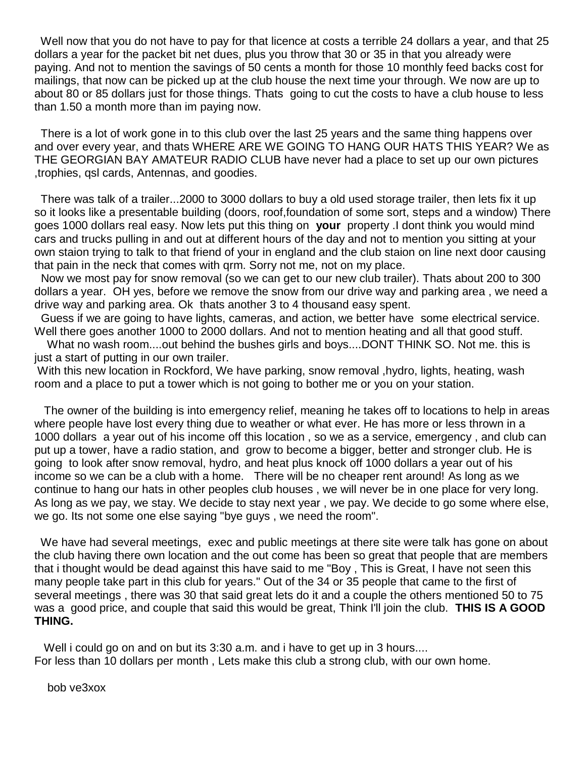Well now that you do not have to pay for that licence at costs a terrible 24 dollars a year, and that 25 dollars a year for the packet bit net dues, plus you throw that 30 or 35 in that you already were paying. And not to mention the savings of 50 cents a month for those 10 monthly feed backs cost for mailings, that now can be picked up at the club house the next time your through. We now are up to about 80 or 85 dollars just for those things. Thats going to cut the costs to have a club house to less than 1.50 a month more than im paying now.

There is a lot of work gone in to this club over the last 25 years and the same thing happens over and over every year, and thats WHERE ARE WE GOING TO HANG OUR HATS THIS YEAR? We as THE GEORGIAN BAY AMATEUR RADIO CLUB have never had a place to set up our own pictures ,trophies, qsl cards, Antennas, and goodies.

There was talk of a trailer...2000 to 3000 dollars to buy a old used storage trailer, then lets fix it up so it looks like a presentable building (doors, roof,foundation of some sort, steps and a window) There goes 1000 dollars real easy. Now lets put this thing on **your** property .I dont think you would mind cars and trucks pulling in and out at different hours of the day and not to mention you sitting at your own staion trying to talk to that friend of your in england and the club staion on line next door causing that pain in the neck that comes with qrm. Sorry not me, not on my place.

Now we most pay for snow removal (so we can get to our new club trailer). Thats about 200 to 300 dollars a year. OH yes, before we remove the snow from our drive way and parking area , we need a drive way and parking area. Ok thats another 3 to 4 thousand easy spent.

Guess if we are going to have lights, cameras, and action, we better have some electrical service. Well there goes another 1000 to 2000 dollars. And not to mention heating and all that good stuff.

What no wash room....out behind the bushes girls and boys....DONT THINK SO. Not me. this is just a start of putting in our own trailer.

With this new location in Rockford, We have parking, snow removal ,hydro, lights, heating, wash room and a place to put a tower which is not going to bother me or you on your station.

The owner of the building is into emergency relief, meaning he takes off to locations to help in areas where people have lost every thing due to weather or what ever. He has more or less thrown in a 1000 dollars a year out of his income off this location , so we as a service, emergency , and club can put up a tower, have a radio station, and grow to become a bigger, better and stronger club. He is going to look after snow removal, hydro, and heat plus knock off 1000 dollars a year out of his income so we can be a club with a home. There will be no cheaper rent around! As long as we continue to hang our hats in other peoples club houses , we will never be in one place for very long. As long as we pay, we stay. We decide to stay next year , we pay. We decide to go some where else, we go. Its not some one else saying "bye guys , we need the room".

We have had several meetings, exec and public meetings at there site were talk has gone on about the club having there own location and the out come has been so great that people that are members that i thought would be dead against this have said to me "Boy , This is Great, I have not seen this many people take part in this club for years." Out of the 34 or 35 people that came to the first of several meetings , there was 30 that said great lets do it and a couple the others mentioned 50 to 75 was a good price, and couple that said this would be great, Think I'll join the club. **THIS IS A GOOD THING.**

Well i could go on and on but its 3:30 a.m. and i have to get up in 3 hours....
For less than 10 dollars per month , Lets make this club a strong club, with our own home.

bob ve3xox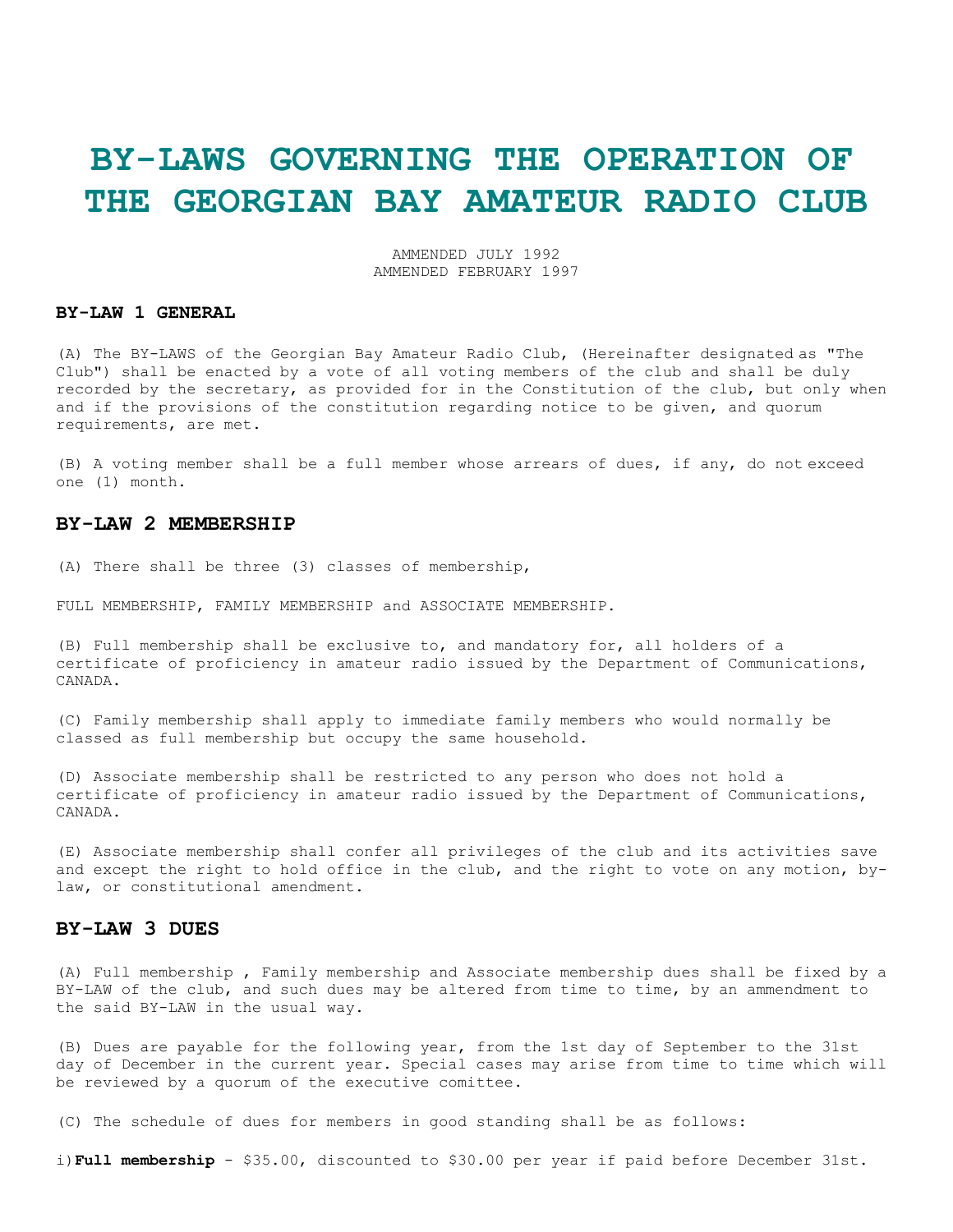# BY-LAWS GOVERNING THE OPERATION OF THE GEORGIAN BAY AMATEUR RADIO CLUB

AMMENDED JULY 1992
AMMENDED FEBRUARY 1997

### BY-LAW 1 GENERAL

(A) The BY-LAWS of the Georgian Bay Amateur Radio Club, (Hereinafter designated as "The Club") shall be enacted by a vote of all voting members of the club and shall be duly recorded by the secretary, as provided for in the Constitution of the club, but only when and if the provisions of the constitution regarding notice to be given, and quorum requirements, are met.

(B) A voting member shall be a full member whose arrears of dues, if any, do not exceed one (1) month.

## BY-LAW 2 MEMBERSHIP

(A) There shall be three (3) classes of membership,

FULL MEMBERSHIP, FAMILY MEMBERSHIP and ASSOCIATE MEMBERSHIP.

(B) Full membership shall be exclusive to, and mandatory for, all holders of a certificate of proficiency in amateur radio issued by the Department of Communications, CANADA.

(C) Family membership shall apply to immediate family members who would normally be classed as full membership but occupy the same household.

(D) Associate membership shall be restricted to any person who does not hold a certificate of proficiency in amateur radio issued by the Department of Communications, CANADA.

(E) Associate membership shall confer all privileges of the club and its activities save and except the right to hold office in the club, and the right to vote on any motion, by-law, or constitutional amendment.

## BY-LAW 3 DUES

(A) Full membership , Family membership and Associate membership dues shall be fixed by a BY-LAW of the club, and such dues may be altered from time to time, by an ammendment to the said BY-LAW in the usual way.

(B) Dues are payable for the following year, from the 1st day of September to the 31st day of December in the current year. Special cases may arise from time to time which will be reviewed by a quorum of the executive comittee.

(C) The schedule of dues for members in good standing shall be as follows:

i)**Full membership** - $35.00, discounted to $30.00 per year if paid before December 31st.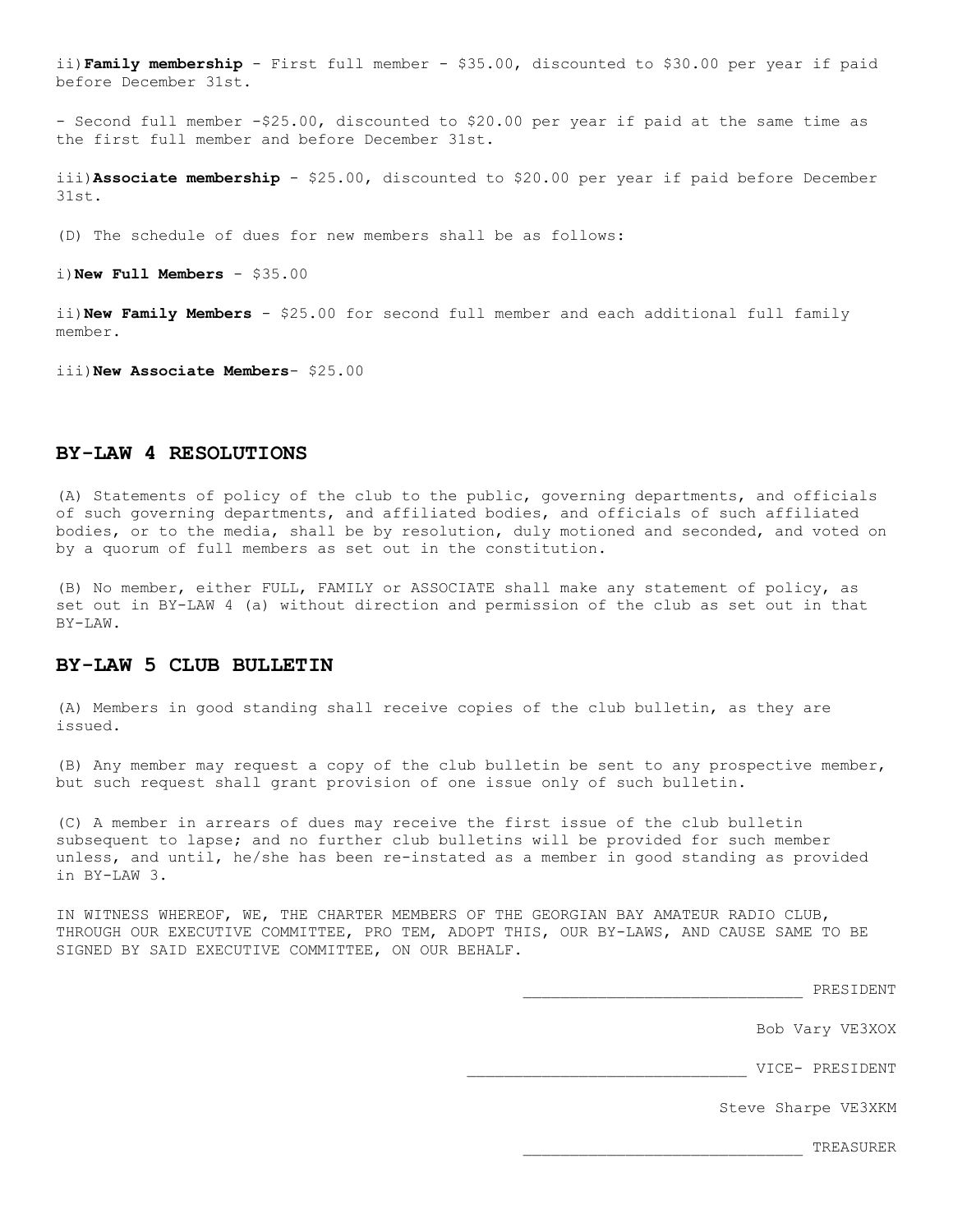ii) **Family membership** - First full member - $35.00, discounted to $30.00 per year if paid before December 31st.

- Second full member -$25.00, discounted to $20.00 per year if paid at the same time as the first full member and before December 31st.

iii) **Associate membership** - $25.00, discounted to $20.00 per year if paid before December 31st.

(D) The schedule of dues for new members shall be as follows:

i) **New Full Members** - $35.00

ii) **New Family Members** - $25.00 for second full member and each additional full family member.

iii) **New Associate Members**- $25.00

## BY-LAW 4 RESOLUTIONS

(A) Statements of policy of the club to the public, governing departments, and officials of such governing departments, and affiliated bodies, and officials of such affiliated bodies, or to the media, shall be by resolution, duly motioned and seconded, and voted on by a quorum of full members as set out in the constitution.

(B) No member, either FULL, FAMILY or ASSOCIATE shall make any statement of policy, as set out in BY-LAW 4 (a) without direction and permission of the club as set out in that BY-LAW.

## BY-LAW 5 CLUB BULLETIN

(A) Members in good standing shall receive copies of the club bulletin, as they are issued.

(B) Any member may request a copy of the club bulletin be sent to any prospective member, but such request shall grant provision of one issue only of such bulletin.

(C) A member in arrears of dues may receive the first issue of the club bulletin subsequent to lapse; and no further club bulletins will be provided for such member unless, and until, he/she has been re-instated as a member in good standing as provided in BY-LAW 3.

IN WITNESS WHEREOF, WE, THE CHARTER MEMBERS OF THE GEORGIAN BAY AMATEUR RADIO CLUB, THROUGH OUR EXECUTIVE COMMITTEE, PRO TEM, ADOPT THIS, OUR BY-LAWS, AND CAUSE SAME TO BE SIGNED BY SAID EXECUTIVE COMMITTEE, ON OUR BEHALF.

______________________________ PRESIDENT

Bob Vary VE3XOX

______________________________ VICE- PRESIDENT

Steve Sharpe VE3XKM

______________________________ TREASURER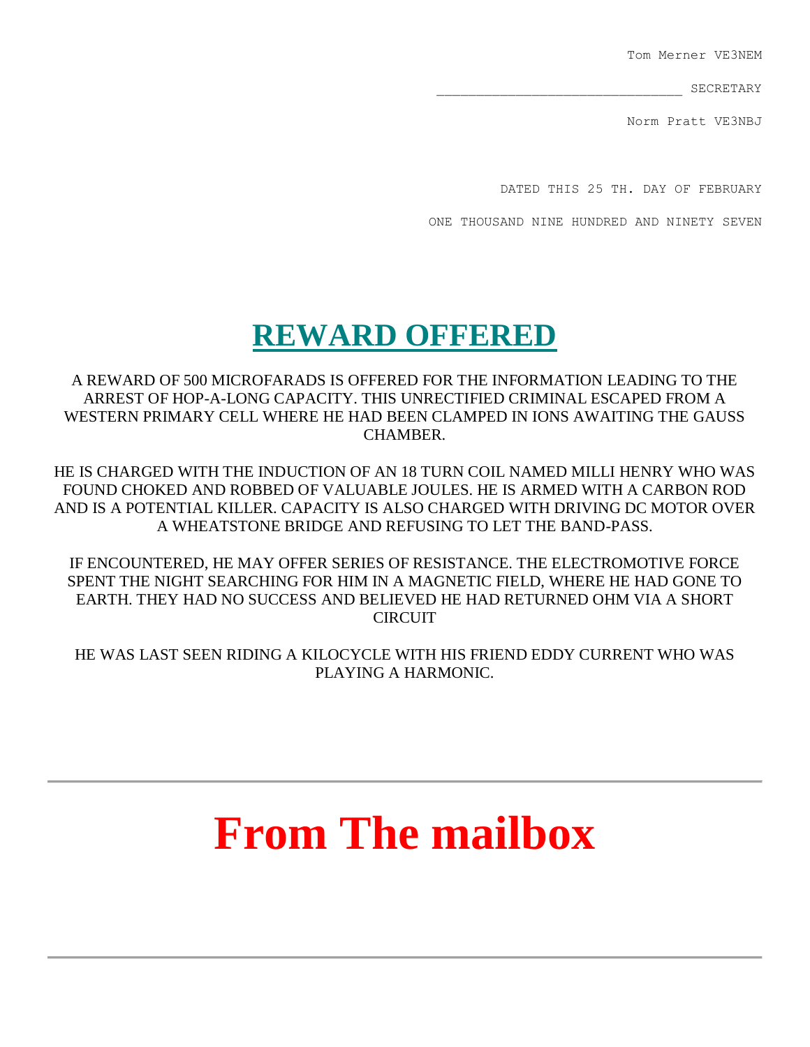Tom Merner VE3NEM

______________________________ SECRETARY

Norm Pratt VE3NBJ

DATED THIS 25 TH. DAY OF FEBRUARY

ONE THOUSAND NINE HUNDRED AND NINETY SEVEN

# REWARD OFFERED

A REWARD OF 500 MICROFARADS IS OFFERED FOR THE INFORMATION LEADING TO THE ARREST OF HOP-A-LONG CAPACITY. THIS UNRECTIFIED CRIMINAL ESCAPED FROM A WESTERN PRIMARY CELL WHERE HE HAD BEEN CLAMPED IN IONS AWAITING THE GAUSS CHAMBER.

HE IS CHARGED WITH THE INDUCTION OF AN 18 TURN COIL NAMED MILLI HENRY WHO WAS FOUND CHOKED AND ROBBED OF VALUABLE JOULES. HE IS ARMED WITH A CARBON ROD AND IS A POTENTIAL KILLER. CAPACITY IS ALSO CHARGED WITH DRIVING DC MOTOR OVER A WHEATSTONE BRIDGE AND REFUSING TO LET THE BAND-PASS.

IF ENCOUNTERED, HE MAY OFFER SERIES OF RESISTANCE. THE ELECTROMOTIVE FORCE SPENT THE NIGHT SEARCHING FOR HIM IN A MAGNETIC FIELD, WHERE HE HAD GONE TO EARTH. THEY HAD NO SUCCESS AND BELIEVED HE HAD RETURNED OHM VIA A SHORT CIRCUIT

HE WAS LAST SEEN RIDING A KILOCYCLE WITH HIS FRIEND EDDY CURRENT WHO WAS PLAYING A HARMONIC.

---

# From The mailbox

---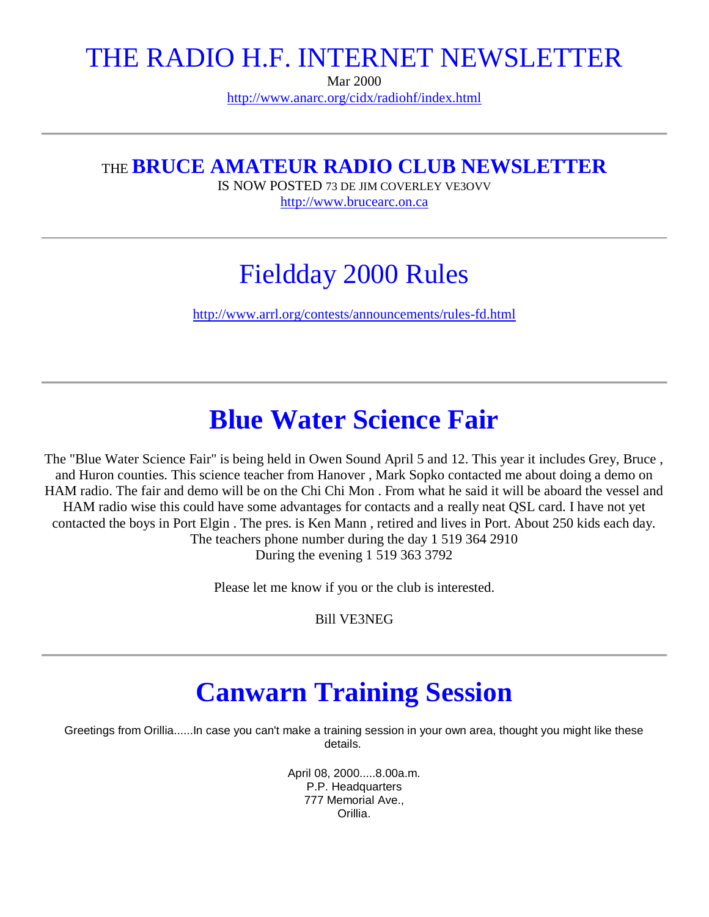# THE RADIO H.F. INTERNET NEWSLETTER

Mar 2000

http://www.anarc.org/cidx/radiohf/index.html

---

## THE **BRUCE AMATEUR RADIO CLUB NEWSLETTER**

IS NOW POSTED 73 DE JIM COVERLEY VE3OVV

http://www.brucearc.on.ca

---

# Fieldday 2000 Rules

http://www.arrl.org/contests/announcements/rules-fd.html

---

# **Blue Water Science Fair**

The "Blue Water Science Fair" is being held in Owen Sound April 5 and 12. This year it includes Grey, Bruce , and Huron counties. This science teacher from Hanover , Mark Sopko contacted me about doing a demo on HAM radio. The fair and demo will be on the Chi Chi Mon . From what he said it will be aboard the vessel and HAM radio wise this could have some advantages for contacts and a really neat QSL card. I have not yet contacted the boys in Port Elgin . The pres. is Ken Mann , retired and lives in Port. About 250 kids each day. The teachers phone number during the day 1 519 364 2910
During the evening 1 519 363 3792

Please let me know if you or the club is interested.

Bill VE3NEG

---

# **Canwarn Training Session**

Greetings from Orillia......In case you can't make a training session in your own area, thought you might like these details.

April 08, 2000.....8.00a.m.
P.P. Headquarters
777 Memorial Ave.,
Orillia.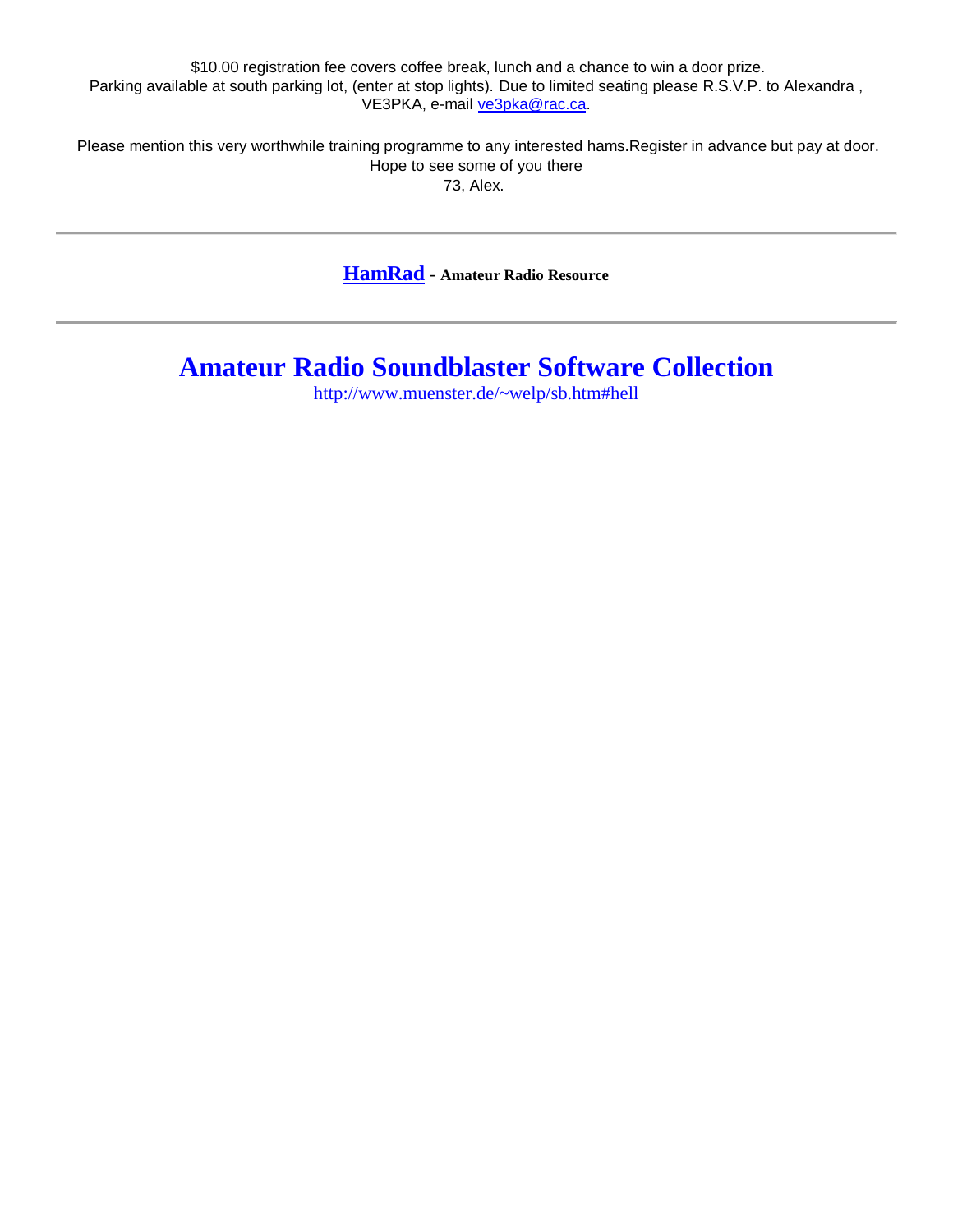$10.00 registration fee covers coffee break, lunch and a chance to win a door prize.
Parking available at south parking lot, (enter at stop lights). Due to limited seating please R.S.V.P. to Alexandra , VE3PKA, e-mail ve3pka@rac.ca.

Please mention this very worthwhile training programme to any interested hams.Register in advance but pay at door.
Hope to see some of you there
73, Alex.

---

**HamRad** - **Amateur Radio Resource**

---

# Amateur Radio Soundblaster Software Collection

http://www.muenster.de/~welp/sb.htm#hell